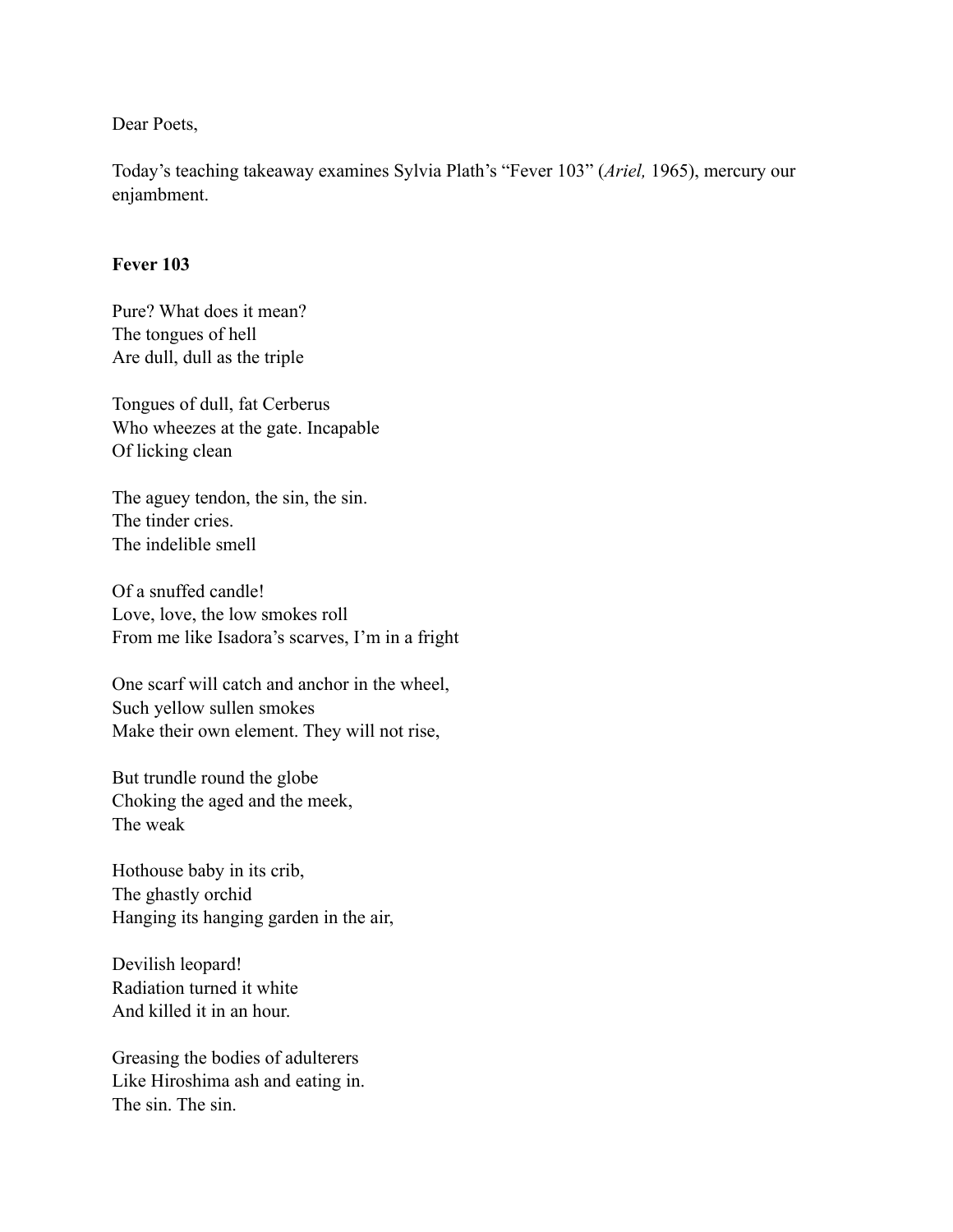Dear Poets,

Today's teaching takeaway examines Sylvia Plath's "Fever 103" (*Ariel,* 1965), mercury our enjambment.

**Fever 103**

Pure? What does it mean?  
The tongues of hell  
Are dull, dull as the triple

Tongues of dull, fat Cerberus  
Who wheezes at the gate. Incapable  
Of licking clean

The aguey tendon, the sin, the sin.  
The tinder cries.  
The indelible smell

Of a snuffed candle!  
Love, love, the low smokes roll  
From me like Isadora's scarves, I'm in a fright

One scarf will catch and anchor in the wheel,  
Such yellow sullen smokes  
Make their own element. They will not rise,

But trundle round the globe  
Choking the aged and the meek,  
The weak

Hothouse baby in its crib,  
The ghastly orchid  
Hanging its hanging garden in the air,

Devilish leopard!  
Radiation turned it white  
And killed it in an hour.

Greasing the bodies of adulterers  
Like Hiroshima ash and eating in.  
The sin. The sin.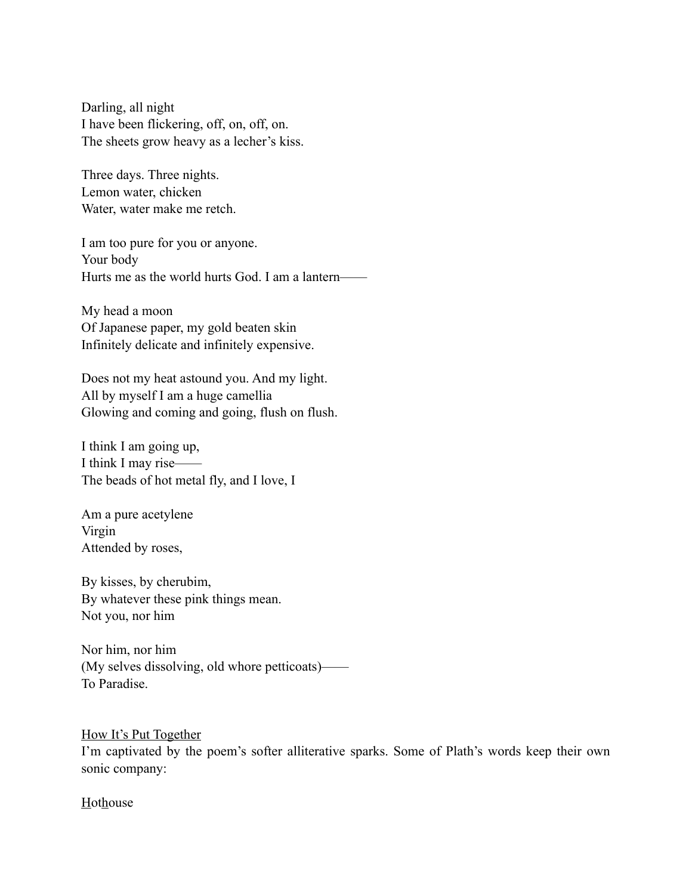Darling, all night
I have been flickering, off, on, off, on.
The sheets grow heavy as a lecher's kiss.

Three days. Three nights.
Lemon water, chicken
Water, water make me retch.

I am too pure for you or anyone.
Your body
Hurts me as the world hurts God. I am a lantern——

My head a moon
Of Japanese paper, my gold beaten skin
Infinitely delicate and infinitely expensive.

Does not my heat astound you. And my light.
All by myself I am a huge camellia
Glowing and coming and going, flush on flush.

I think I am going up,
I think I may rise——
The beads of hot metal fly, and I love, I

Am a pure acetylene
Virgin
Attended by roses,

By kisses, by cherubim,
By whatever these pink things mean.
Not you, nor him

Nor him, nor him
(My selves dissolving, old whore petticoats)——
To Paradise.

<u>How It's Put Together</u>

I'm captivated by the poem's softer alliterative sparks. Some of Plath's words keep their own sonic company:

<u>H</u>ot<u>h</u>ouse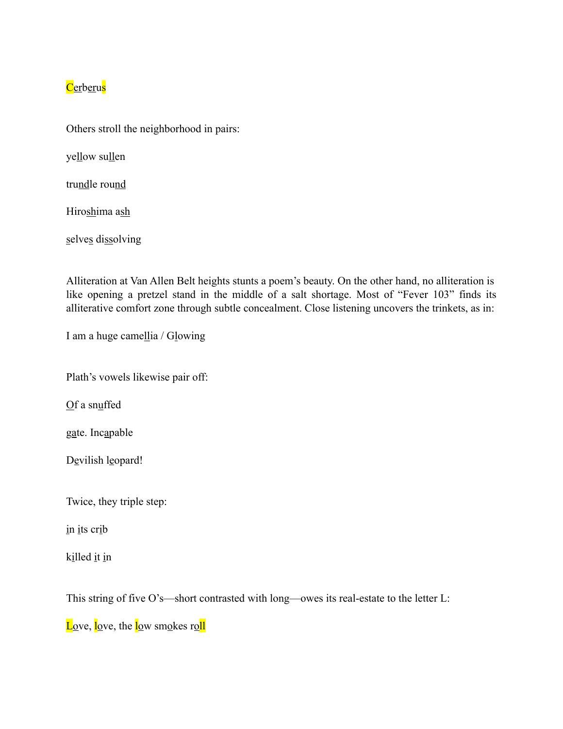Cerberus

Others stroll the neighborhood in pairs:

yellow sullen

trundle round

Hiroshima ash

selves dissolving

Alliteration at Van Allen Belt heights stunts a poem's beauty. On the other hand, no alliteration is like opening a pretzel stand in the middle of a salt shortage. Most of "Fever 103" finds its alliterative comfort zone through subtle concealment. Close listening uncovers the trinkets, as in:

I am a huge camellia / Glowing

Plath's vowels likewise pair off:

Of a snuffed

gate. Incapable

Devilish leopard!

Twice, they triple step:

in its crib

killed it in

This string of five O's—short contrasted with long—owes its real-estate to the letter L:

Love, love, the low smokes roll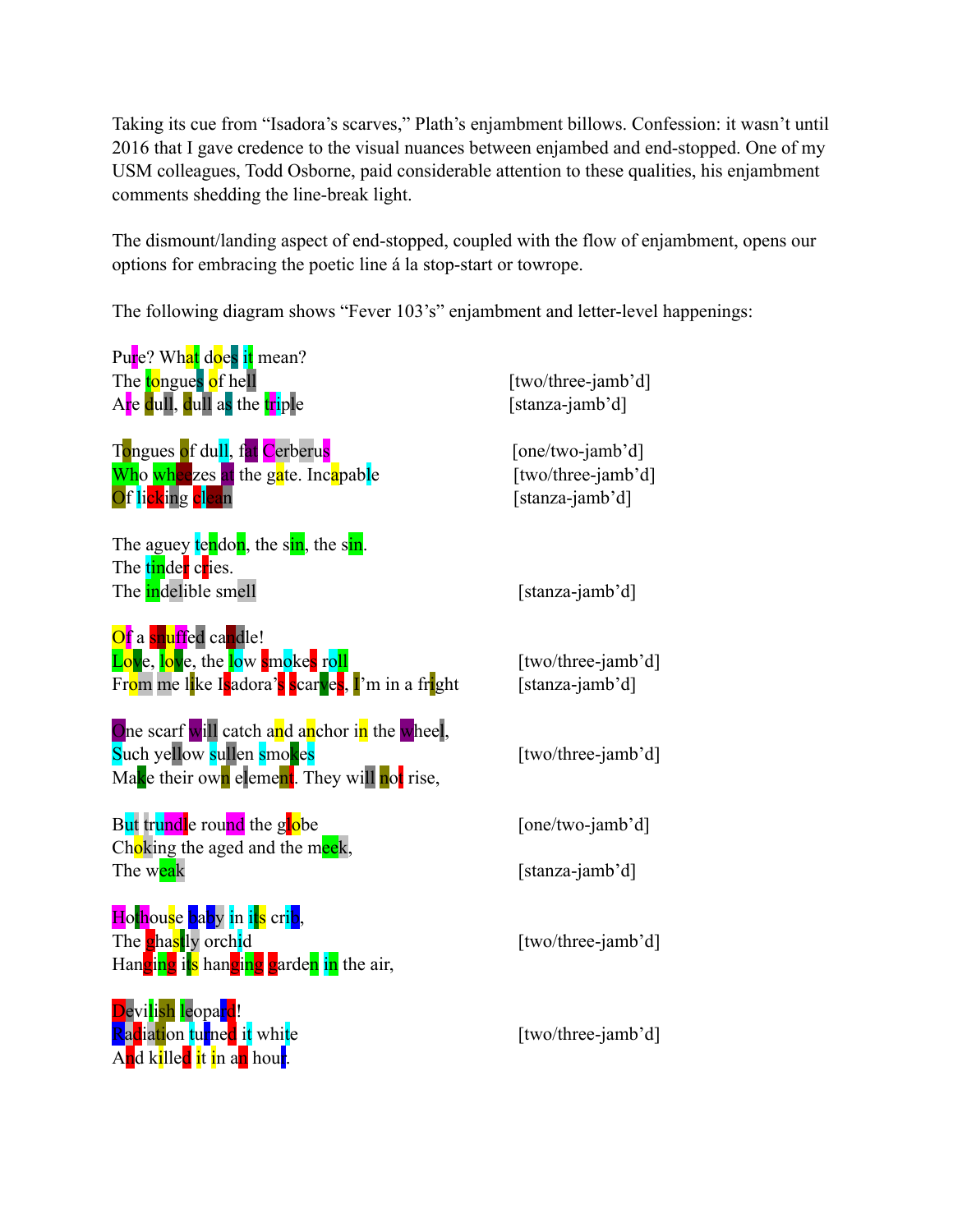Taking its cue from "Isadora's scarves," Plath's enjambment billows. Confession: it wasn't until 2016 that I gave credence to the visual nuances between enjambed and end-stopped. One of my USM colleagues, Todd Osborne, paid considerable attention to these qualities, his enjambment comments shedding the line-break light.

The dismount/landing aspect of end-stopped, coupled with the flow of enjambment, opens our options for embracing the poetic line á la stop-start or towrope.

The following diagram shows "Fever 103's" enjambment and letter-level happenings:

Pure? What does it mean?
The tongues of hell [two/three-jamb'd]
Are dull, dull as the triple [stanza-jamb'd]

Tongues of dull, fat Cerberus [one/two-jamb'd]
Who wheezes at the gate. Incapable [two/three-jamb'd]
Of licking clean [stanza-jamb'd]

The aguey tendon, the sin, the sin.
The tinder cries.
The indelible smell [stanza-jamb'd]

Of a snuffed candle!
Love, love, the low smokes roll [two/three-jamb'd]
From me like Isadora's scarves, I'm in a fright [stanza-jamb'd]

One scarf will catch and anchor in the wheel,
Such yellow sullen smokes [two/three-jamb'd]
Make their own element. They will not rise,

But trundle round the globe [one/two-jamb'd]
Choking the aged and the meek,
The weak [stanza-jamb'd]

Hothouse baby in its crib,
The ghastly orchid [two/three-jamb'd]
Hanging its hanging garden in the air,

Devilish leopard!
Radiation turned it white [two/three-jamb'd]
And killed it in an hour.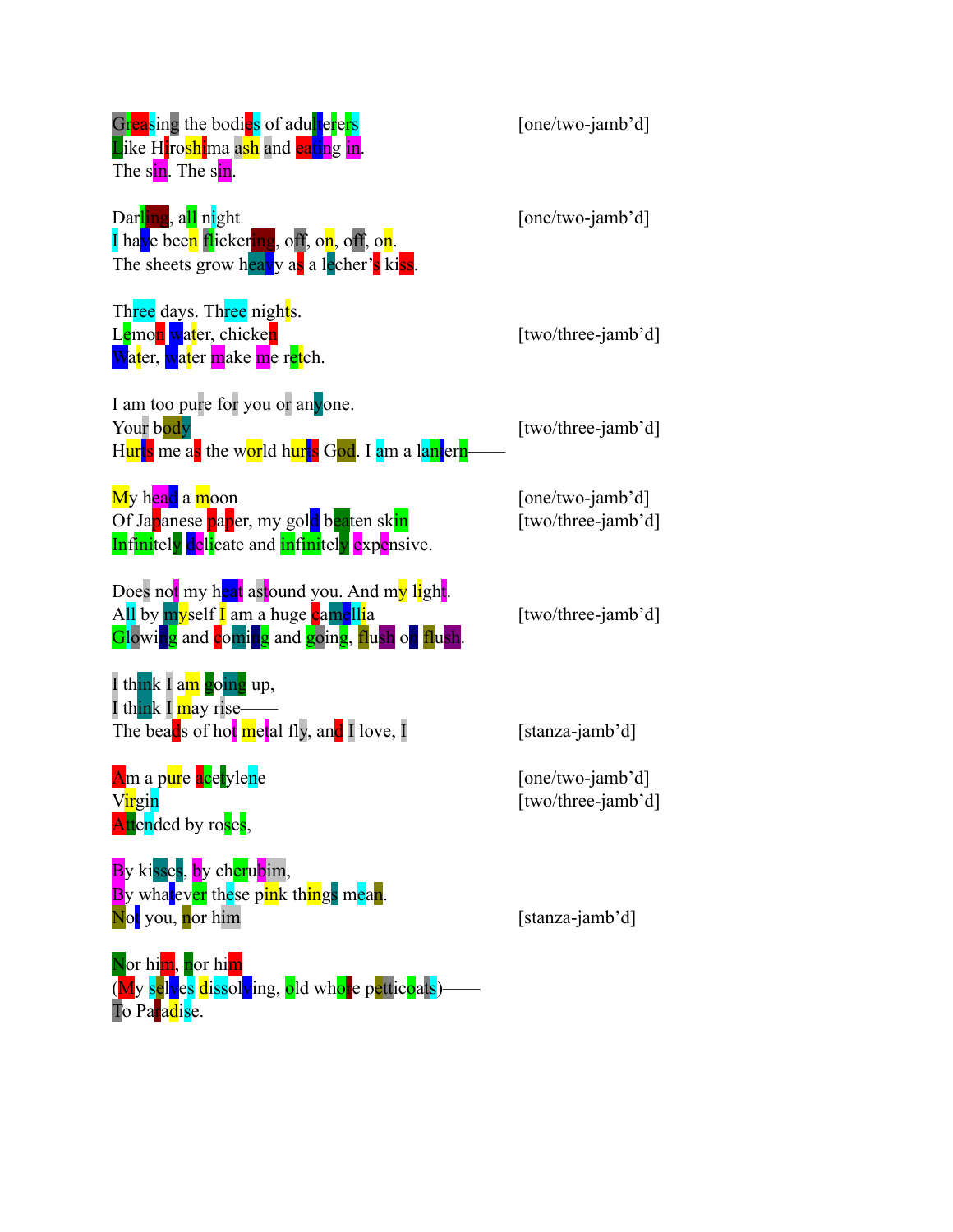Greasing the bodies of adulterers [one/two-jamb'd]
Like Hiroshima ash and eating in.
The sin. The sin.

Darling, all night [one/two-jamb'd]
I have been flickering, off, on, off, on.
The sheets grow heavy as a lecher's kiss.

Three days. Three nights.
Lemon water, chicken [two/three-jamb'd]
Water, water make me retch.

I am too pure for you or anyone.
Your body [two/three-jamb'd]
Hurts me as the world hurts God. I am a lantern——

My head a moon [one/two-jamb'd]
Of Japanese paper, my gold beaten skin [two/three-jamb'd]
Infinitely delicate and infinitely expensive.

Does not my heat astound you. And my light.
All by myself I am a huge camellia [two/three-jamb'd]
Glowing and coming and going, flush on flush.

I think I am going up,
I think I may rise——
The beads of hot metal fly, and I love, I [stanza-jamb'd]

Am a pure acetylene [one/two-jamb'd]
Virgin [two/three-jamb'd]
Attended by roses,

By kisses, by cherubim,
By whatever these pink things mean.
Not you, nor him [stanza-jamb'd]

Nor him, nor him
(My selves dissolving, old whore petticoats)——
To Paradise.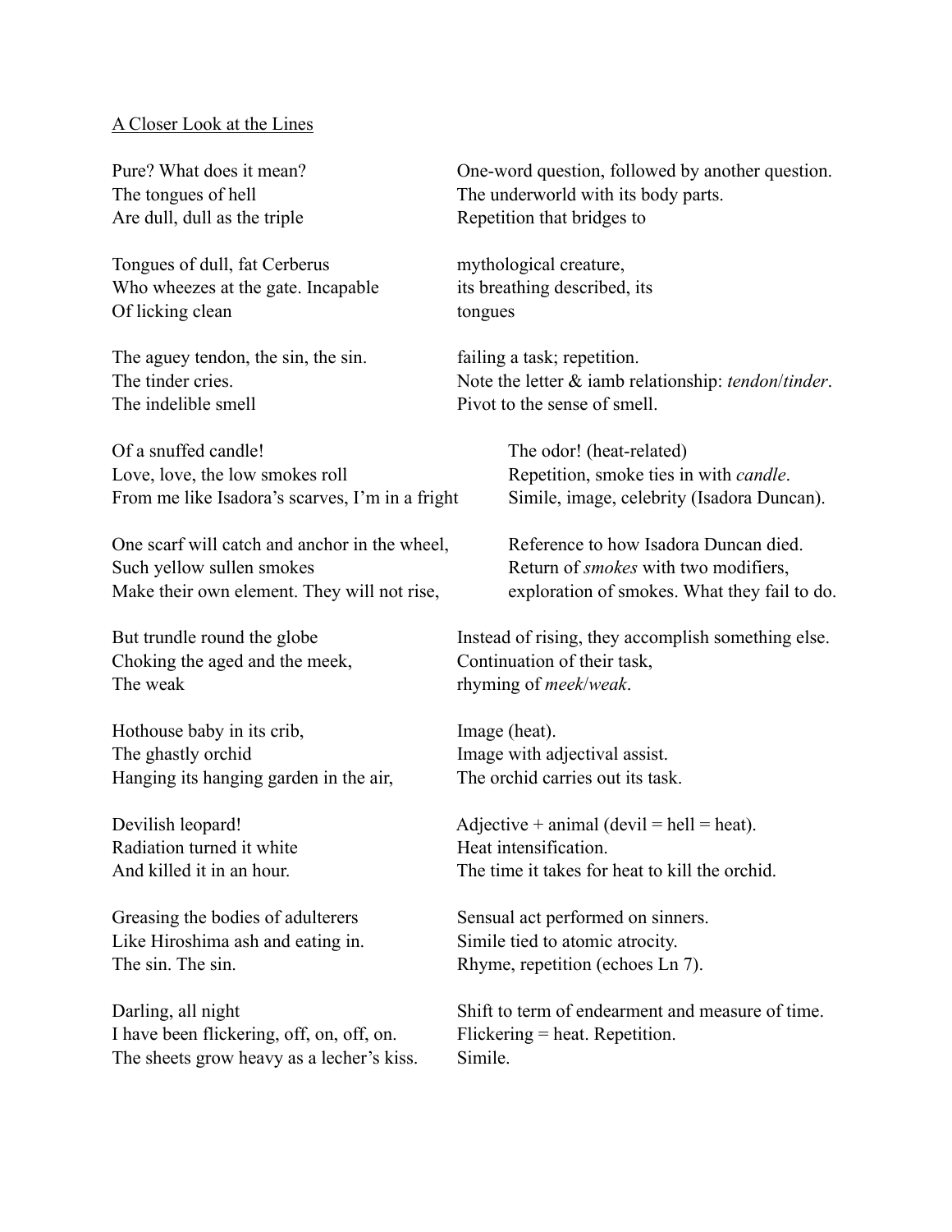## A Closer Look at the Lines

| | |
|---|---|
| Pure? What does it mean? | One-word question, followed by another question. |
| The tongues of hell | The underworld with its body parts. |
| Are dull, dull as the triple | Repetition that bridges to |
| | |
| Tongues of dull, fat Cerberus | mythological creature, |
| Who wheezes at the gate. Incapable | its breathing described, its |
| Of licking clean | tongues |
| | |
| The aguey tendon, the sin, the sin. | failing a task; repetition. |
| The tinder cries. | Note the letter & iamb relationship: *tendon*/*tinder*. |
| The indelible smell | Pivot to the sense of smell. |
| | |
| Of a snuffed candle! | The odor! (heat-related) |
| Love, love, the low smokes roll | Repetition, smoke ties in with *candle*. |
| From me like Isadora's scarves, I'm in a fright | Simile, image, celebrity (Isadora Duncan). |
| | |
| One scarf will catch and anchor in the wheel, | Reference to how Isadora Duncan died. |
| Such yellow sullen smokes | Return of *smokes* with two modifiers, |
| Make their own element. They will not rise, | exploration of smokes. What they fail to do. |
| | |
| But trundle round the globe | Instead of rising, they accomplish something else. |
| Choking the aged and the meek, | Continuation of their task, |
| The weak | rhyming of *meek*/*weak*. |
| | |
| Hothouse baby in its crib, | Image (heat). |
| The ghastly orchid | Image with adjectival assist. |
| Hanging its hanging garden in the air, | The orchid carries out its task. |
| | |
| Devilish leopard! | Adjective + animal (devil = hell = heat). |
| Radiation turned it white | Heat intensification. |
| And killed it in an hour. | The time it takes for heat to kill the orchid. |
| | |
| Greasing the bodies of adulterers | Sensual act performed on sinners. |
| Like Hiroshima ash and eating in. | Simile tied to atomic atrocity. |
| The sin. The sin. | Rhyme, repetition (echoes Ln 7). |
| | |
| Darling, all night | Shift to term of endearment and measure of time. |
| I have been flickering, off, on, off, on. | Flickering = heat. Repetition. |
| The sheets grow heavy as a lecher's kiss. | Simile. |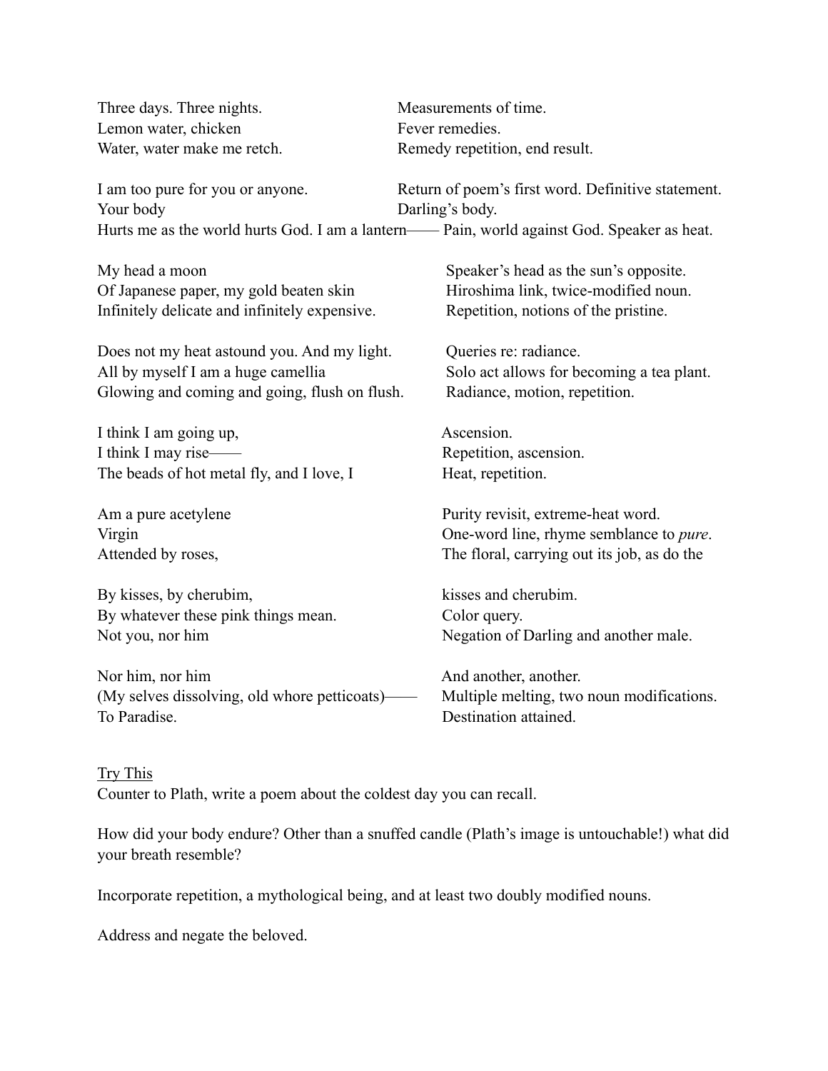| | |
|---|---|
| Three days. Three nights. | Measurements of time. |
| Lemon water, chicken | Fever remedies. |
| Water, water make me retch. | Remedy repetition, end result. |
| | |
| I am too pure for you or anyone. | Return of poem's first word. Definitive statement. |
| Your body | Darling's body. |
| Hurts me as the world hurts God. I am a lantern—— | Pain, world against God. Speaker as heat. |
| | |
| My head a moon | Speaker's head as the sun's opposite. |
| Of Japanese paper, my gold beaten skin | Hiroshima link, twice-modified noun. |
| Infinitely delicate and infinitely expensive. | Repetition, notions of the pristine. |
| | |
| Does not my heat astound you. And my light. | Queries re: radiance. |
| All by myself I am a huge camellia | Solo act allows for becoming a tea plant. |
| Glowing and coming and going, flush on flush. | Radiance, motion, repetition. |
| | |
| I think I am going up, | Ascension. |
| I think I may rise—— | Repetition, ascension. |
| The beads of hot metal fly, and I love, I | Heat, repetition. |
| | |
| Am a pure acetylene | Purity revisit, extreme-heat word. |
| Virgin | One-word line, rhyme semblance to *pure*. |
| Attended by roses, | The floral, carrying out its job, as do the |
| | |
| By kisses, by cherubim, | kisses and cherubim. |
| By whatever these pink things mean. | Color query. |
| Not you, nor him | Negation of Darling and another male. |
| | |
| Nor him, nor him | And another, another. |
| (My selves dissolving, old whore petticoats)—— | Multiple melting, two noun modifications. |
| To Paradise. | Destination attained. |

<u>Try This</u>

Counter to Plath, write a poem about the coldest day you can recall.

How did your body endure? Other than a snuffed candle (Plath's image is untouchable!) what did your breath resemble?

Incorporate repetition, a mythological being, and at least two doubly modified nouns.

Address and negate the beloved.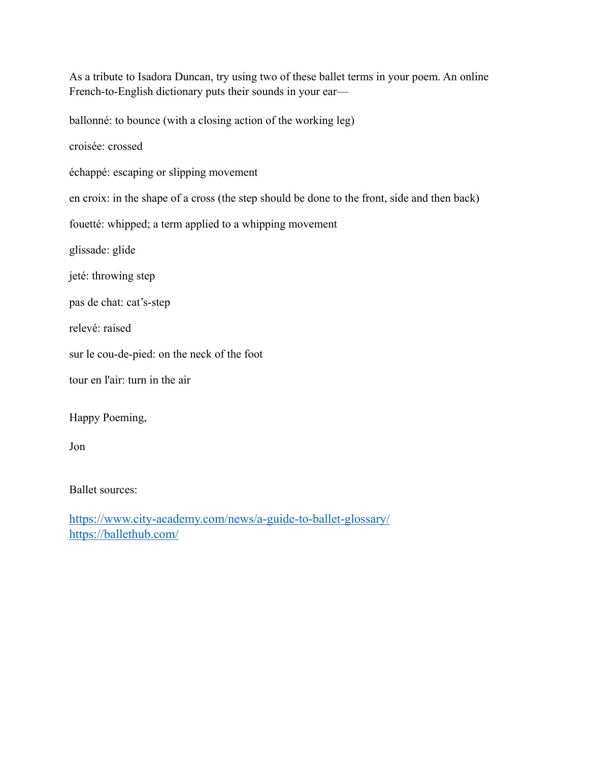As a tribute to Isadora Duncan, try using two of these ballet terms in your poem. An online French-to-English dictionary puts their sounds in your ear—

ballonné: to bounce (with a closing action of the working leg)

croisée: crossed

échappé: escaping or slipping movement

en croix: in the shape of a cross (the step should be done to the front, side and then back)

fouetté: whipped; a term applied to a whipping movement

glissade: glide

jeté: throwing step

pas de chat: cat's-step

relevé: raised

sur le cou-de-pied: on the neck of the foot

tour en l'air: turn in the air

Happy Poeming,

Jon

Ballet sources:

[https://www.city-academy.com/news/a-guide-to-ballet-glossary/](https://www.city-academy.com/news/a-guide-to-ballet-glossary/)
[https://ballethub.com/](https://ballethub.com/)